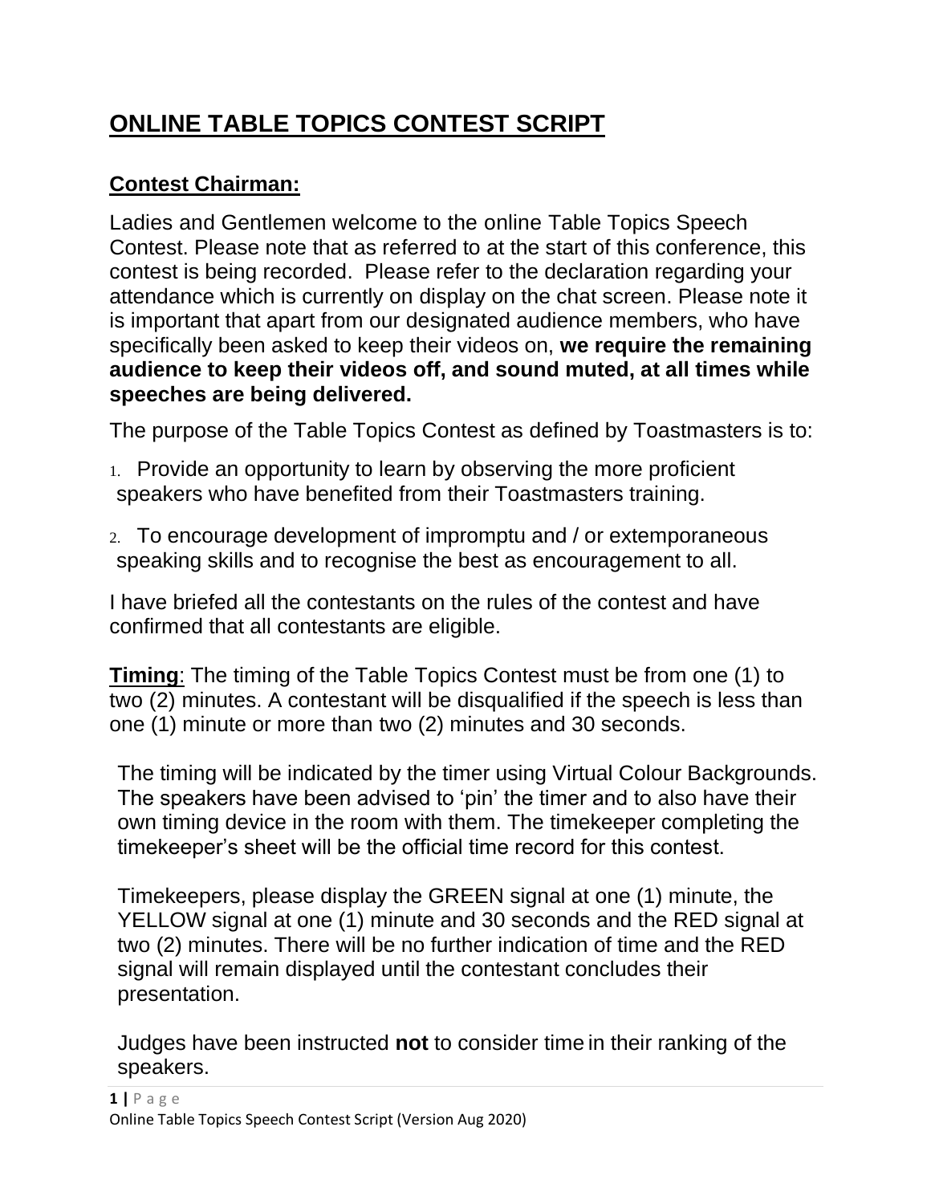# ONLINE TABLE TOPICS CONTEST SCRIPT

## Contest Chairman:

Ladies and Gentlemen welcome to the online Table Topics Speech Contest. Please note that as referred to at the start of this conference, this contest is being recorded. Please refer to the declaration regarding your attendance which is currently on display on the chat screen. Please note it is important that apart from our designated audience members, who have specifically been asked to keep their videos on, **we require the remaining audience to keep their videos off, and sound muted, at all times while speeches are being delivered.**

The purpose of the Table Topics Contest as defined by Toastmasters is to:

1. Provide an opportunity to learn by observing the more proficient speakers who have benefited from their Toastmasters training.
2. To encourage development of impromptu and / or extemporaneous speaking skills and to recognise the best as encouragement to all.

I have briefed all the contestants on the rules of the contest and have confirmed that all contestants are eligible.

**Timing**: The timing of the Table Topics Contest must be from one (1) to two (2) minutes. A contestant will be disqualified if the speech is less than one (1) minute or more than two (2) minutes and 30 seconds.

The timing will be indicated by the timer using Virtual Colour Backgrounds. The speakers have been advised to 'pin' the timer and to also have their own timing device in the room with them. The timekeeper completing the timekeeper's sheet will be the official time record for this contest.

Timekeepers, please display the GREEN signal at one (1) minute, the YELLOW signal at one (1) minute and 30 seconds and the RED signal at two (2) minutes. There will be no further indication of time and the RED signal will remain displayed until the contestant concludes their presentation.

Judges have been instructed **not** to consider time in their ranking of the speakers.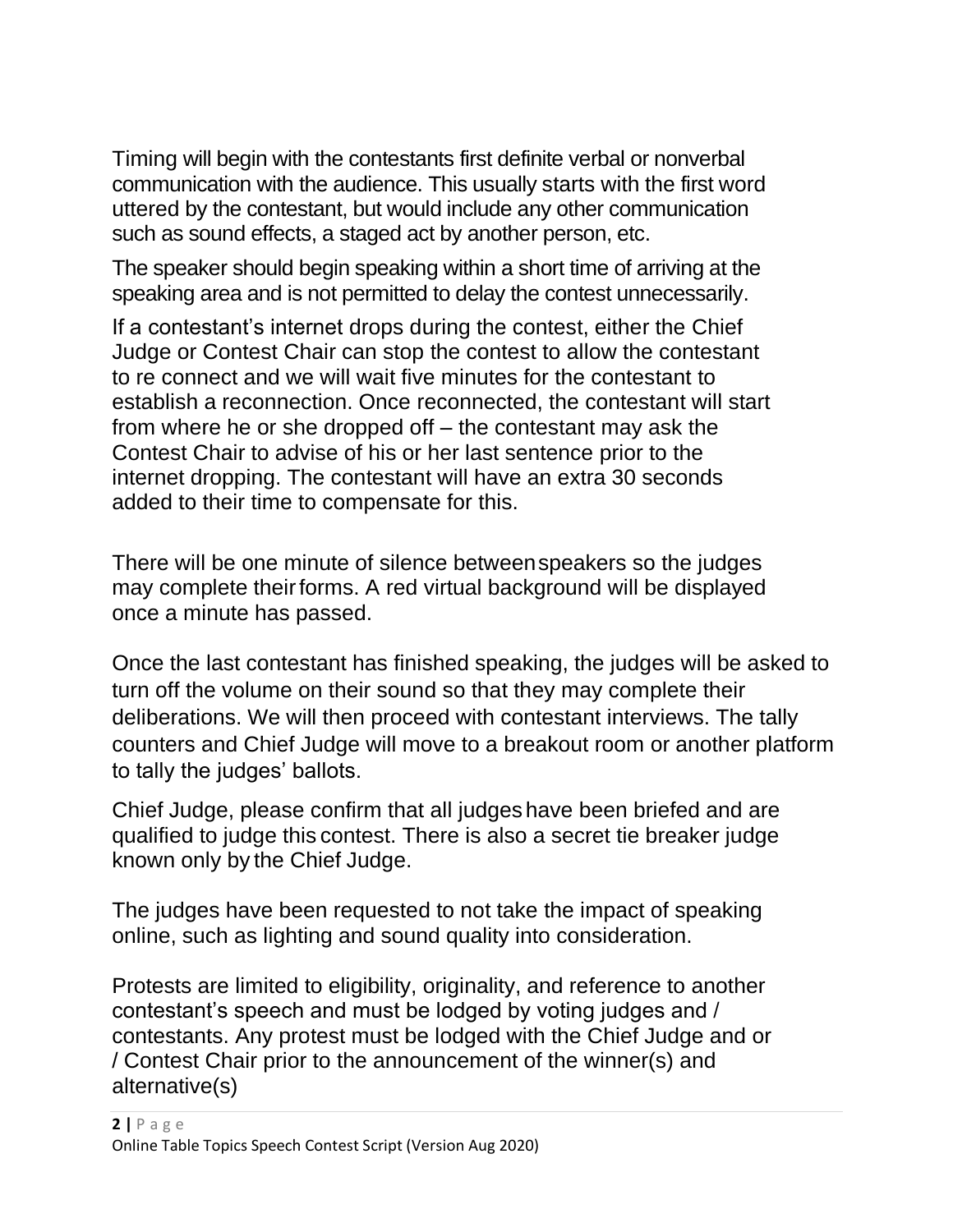Timing will begin with the contestants first definite verbal or nonverbal communication with the audience. This usually starts with the first word uttered by the contestant, but would include any other communication such as sound effects, a staged act by another person, etc.

The speaker should begin speaking within a short time of arriving at the speaking area and is not permitted to delay the contest unnecessarily.

If a contestant's internet drops during the contest, either the Chief Judge or Contest Chair can stop the contest to allow the contestant to re connect and we will wait five minutes for the contestant to establish a reconnection. Once reconnected, the contestant will start from where he or she dropped off – the contestant may ask the Contest Chair to advise of his or her last sentence prior to the internet dropping. The contestant will have an extra 30 seconds added to their time to compensate for this.

There will be one minute of silence between speakers so the judges may complete their forms. A red virtual background will be displayed once a minute has passed.

Once the last contestant has finished speaking, the judges will be asked to turn off the volume on their sound so that they may complete their deliberations. We will then proceed with contestant interviews. The tally counters and Chief Judge will move to a breakout room or another platform to tally the judges' ballots.

Chief Judge, please confirm that all judges have been briefed and are qualified to judge this contest. There is also a secret tie breaker judge known only by the Chief Judge.

The judges have been requested to not take the impact of speaking online, such as lighting and sound quality into consideration.

Protests are limited to eligibility, originality, and reference to another contestant's speech and must be lodged by voting judges and / contestants. Any protest must be lodged with the Chief Judge and or / Contest Chair prior to the announcement of the winner(s) and alternative(s)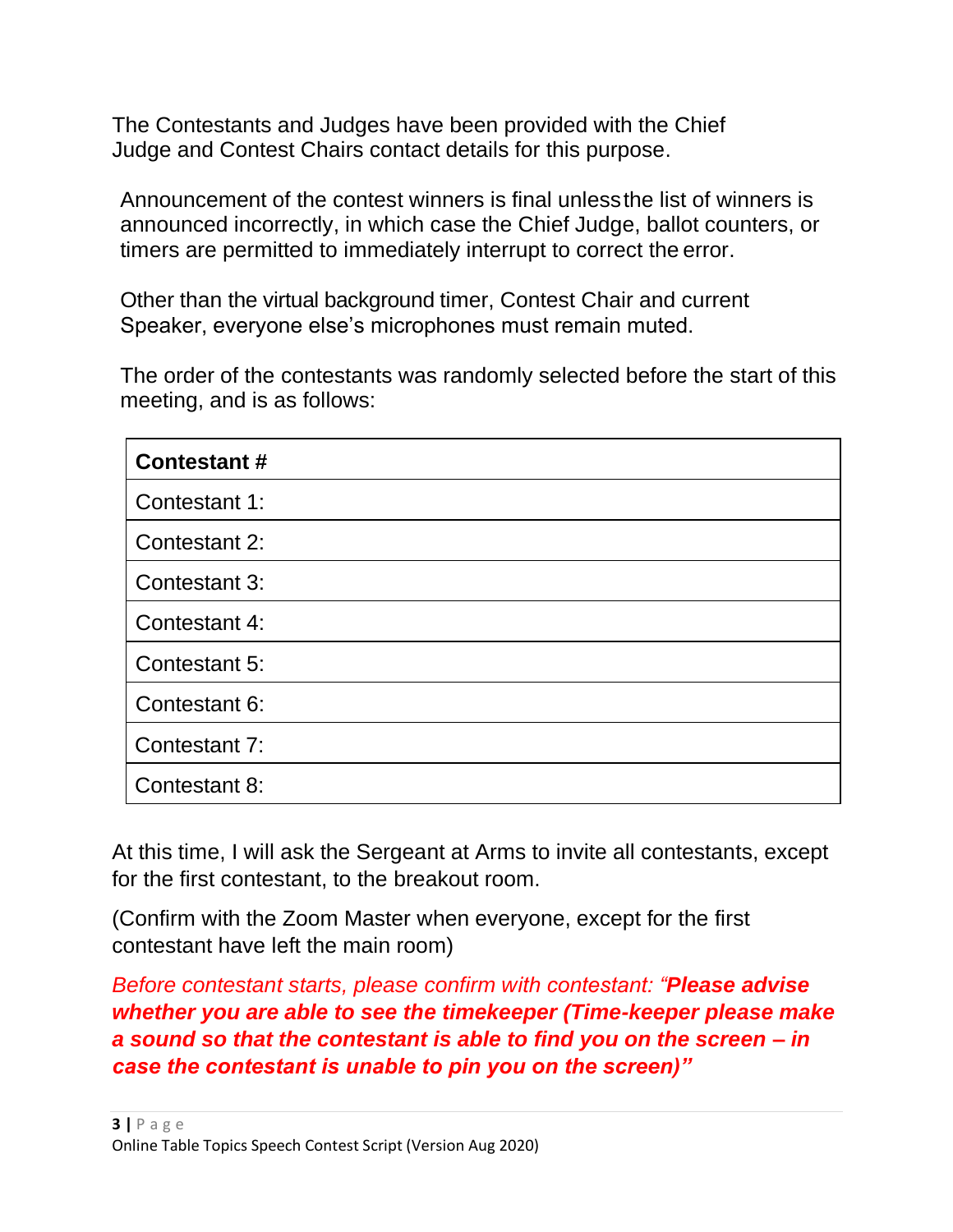The Contestants and Judges have been provided with the Chief Judge and Contest Chairs contact details for this purpose.

Announcement of the contest winners is final unless the list of winners is announced incorrectly, in which case the Chief Judge, ballot counters, or timers are permitted to immediately interrupt to correct the error.

Other than the virtual background timer, Contest Chair and current Speaker, everyone else's microphones must remain muted.

The order of the contestants was randomly selected before the start of this meeting, and is as follows:

| **Contestant #** |
|---|
| Contestant 1: |
| Contestant 2: |
| Contestant 3: |
| Contestant 4: |
| Contestant 5: |
| Contestant 6: |
| Contestant 7: |
| Contestant 8: |

At this time, I will ask the Sergeant at Arms to invite all contestants, except for the first contestant, to the breakout room.

(Confirm with the Zoom Master when everyone, except for the first contestant have left the main room)

*Before contestant starts, please confirm with contestant: "**Please advise whether you are able to see the timekeeper (Time-keeper please make a sound so that the contestant is able to find you on the screen – in case the contestant is unable to pin you on the screen)"***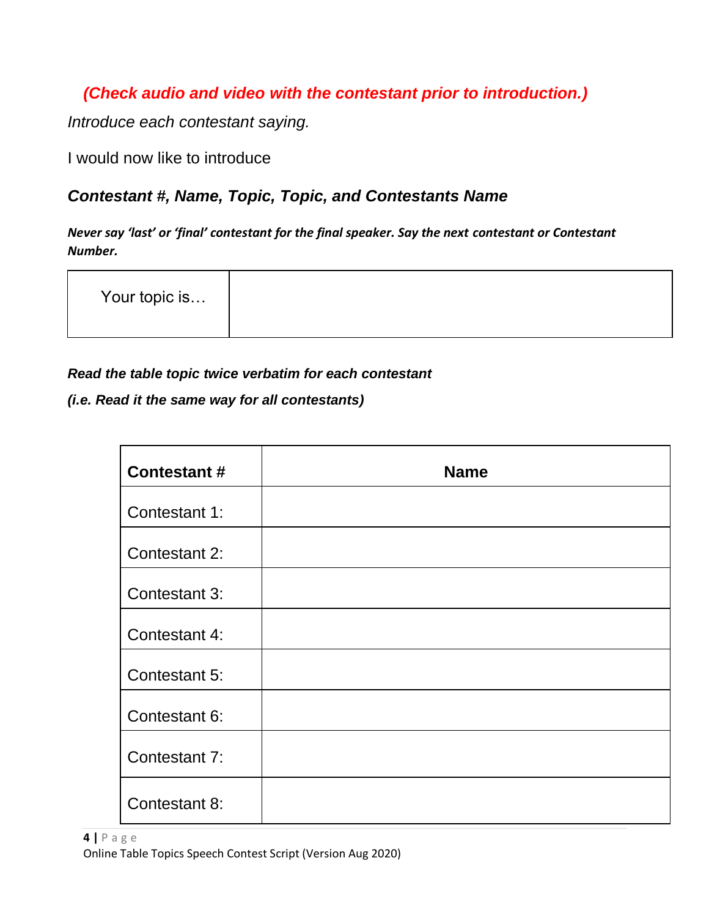***(Check audio and video with the contestant prior to introduction.)***

*Introduce each contestant saying.*

I would now like to introduce

***Contestant #, Name, Topic, Topic, and Contestants Name***

***Never say 'last' or 'final' contestant for the final speaker. Say the next contestant or Contestant Number.***

| Your topic is… | |
|---|---|

***Read the table topic twice verbatim for each contestant***

***(i.e. Read it the same way for all contestants)***

| Contestant # | Name |
|---|---|
| Contestant 1: | |
| Contestant 2: | |
| Contestant 3: | |
| Contestant 4: | |
| Contestant 5: | |
| Contestant 6: | |
| Contestant 7: | |
| Contestant 8: | |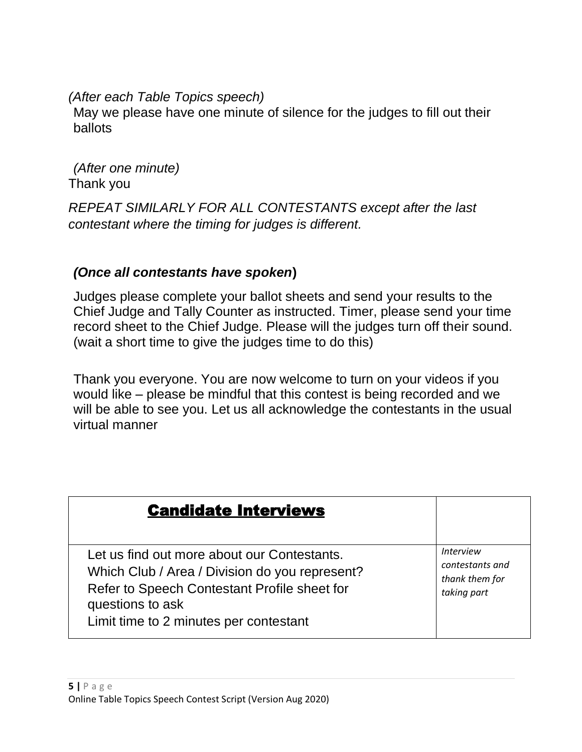*(After each Table Topics speech)*

May we please have one minute of silence for the judges to fill out their ballots

*(After one minute)*

Thank you

*REPEAT SIMILARLY FOR ALL CONTESTANTS except after the last contestant where the timing for judges is different.*

***(Once all contestants have spoken)***

Judges please complete your ballot sheets and send your results to the Chief Judge and Tally Counter as instructed. Timer, please send your time record sheet to the Chief Judge. Please will the judges turn off their sound. (wait a short time to give the judges time to do this)

Thank you everyone. You are now welcome to turn on your videos if you would like – please be mindful that this contest is being recorded and we will be able to see you. Let us all acknowledge the contestants in the usual virtual manner

| **Candidate Interviews** | |
|---|---|
| Let us find out more about our Contestants.<br>Which Club / Area / Division do you represent?<br>Refer to Speech Contestant Profile sheet for questions to ask<br>Limit time to 2 minutes per contestant | *Interview contestants and thank them for taking part* |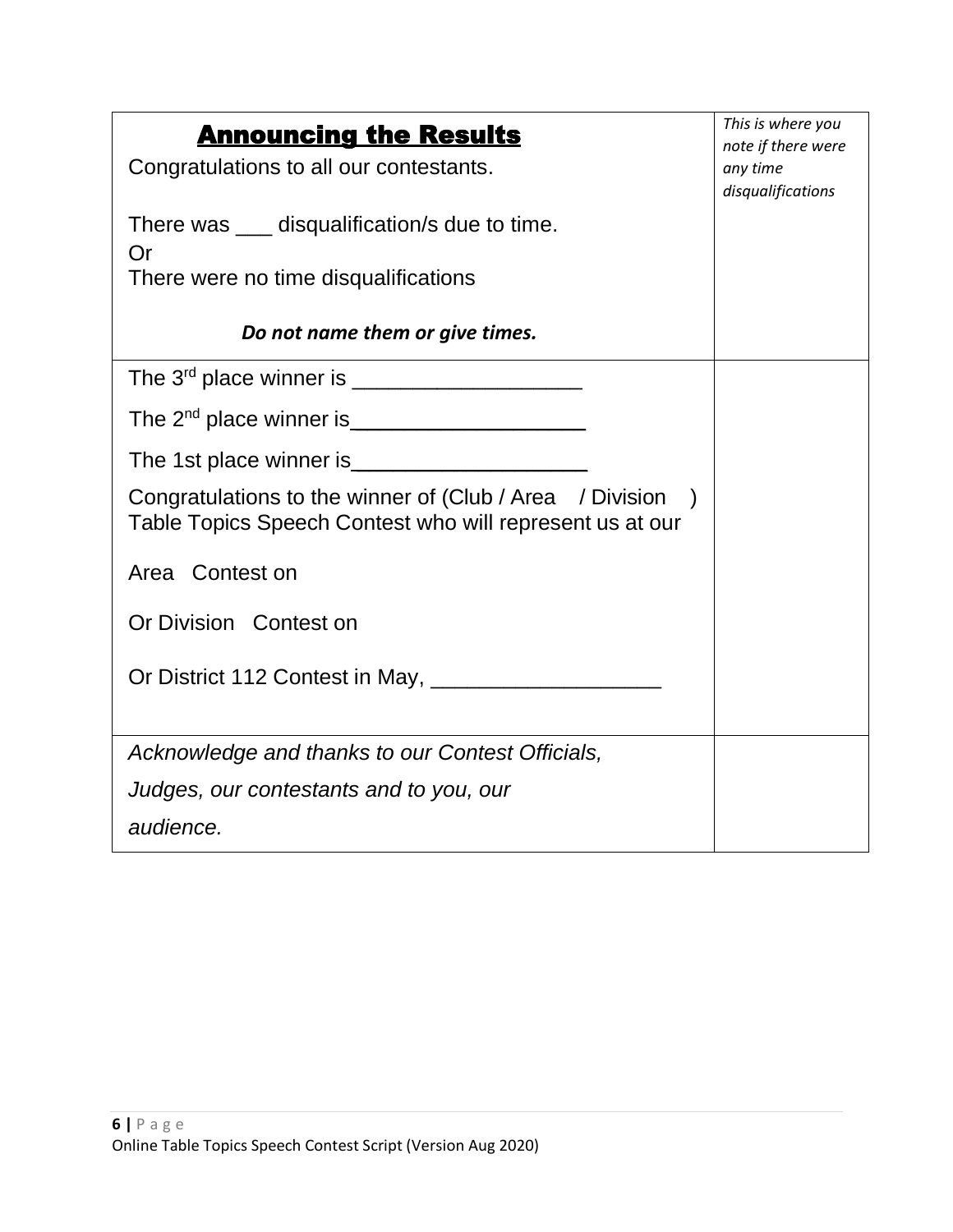| | |
|---|---|
| **Announcing the Results**<br><br>Congratulations to all our contestants.<br><br>There was ___ disqualification/s due to time.<br>Or<br>There were no time disqualifications<br><br>***Do not name them or give times.*** | *This is where you note if there were any time disqualifications* |
| The 3rd place winner is ___________________<br><br>The 2nd place winner is___________________<br><br>The 1st place winner is___________________<br><br>Congratulations to the winner of (Club / Area / Division ) Table Topics Speech Contest who will represent us at our<br><br>Area Contest on<br><br>Or Division Contest on<br><br>Or District 112 Contest in May, ___________________ | |
| *Acknowledge and thanks to our Contest Officials, Judges, our contestants and to you, our audience.* | |